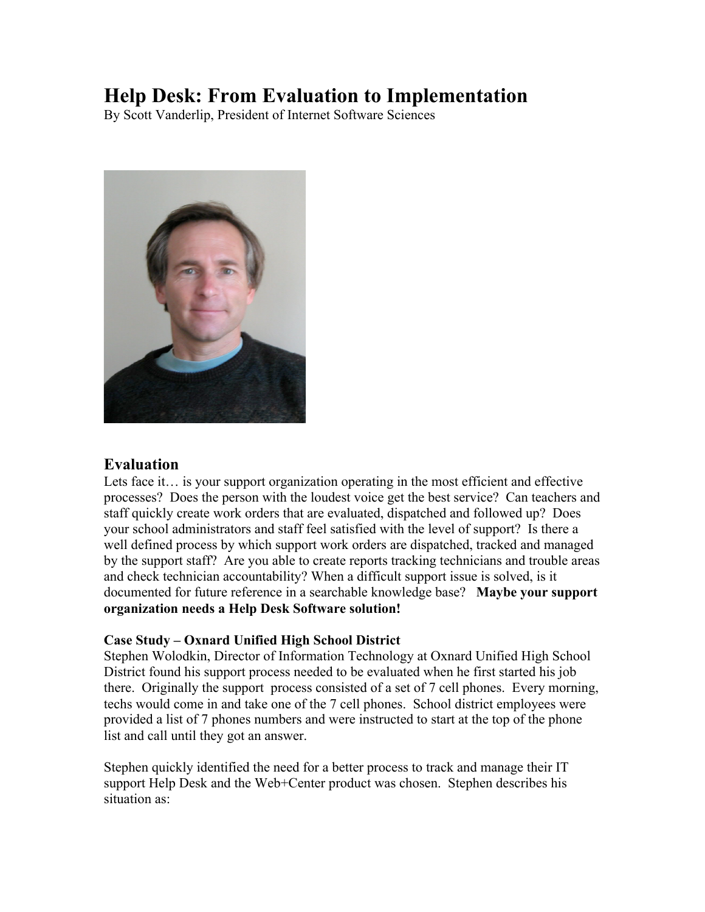# Help Desk: From Evaluation to Implementation

By Scott Vanderlip, President of Internet Software Sciences

## Evaluation

Lets face it… is your support organization operating in the most efficient and effective processes? Does the person with the loudest voice get the best service? Can teachers and staff quickly create work orders that are evaluated, dispatched and followed up? Does your school administrators and staff feel satisfied with the level of support? Is there a well defined process by which support work orders are dispatched, tracked and managed by the support staff? Are you able to create reports tracking technicians and trouble areas and check technician accountability? When a difficult support issue is solved, is it documented for future reference in a searchable knowledge base? **Maybe your support organization needs a Help Desk Software solution!**

**Case Study – Oxnard Unified High School District**

Stephen Wolodkin, Director of Information Technology at Oxnard Unified High School District found his support process needed to be evaluated when he first started his job there. Originally the support process consisted of a set of 7 cell phones. Every morning, techs would come in and take one of the 7 cell phones. School district employees were provided a list of 7 phones numbers and were instructed to start at the top of the phone list and call until they got an answer.

Stephen quickly identified the need for a better process to track and manage their IT support Help Desk and the Web+Center product was chosen. Stephen describes his situation as: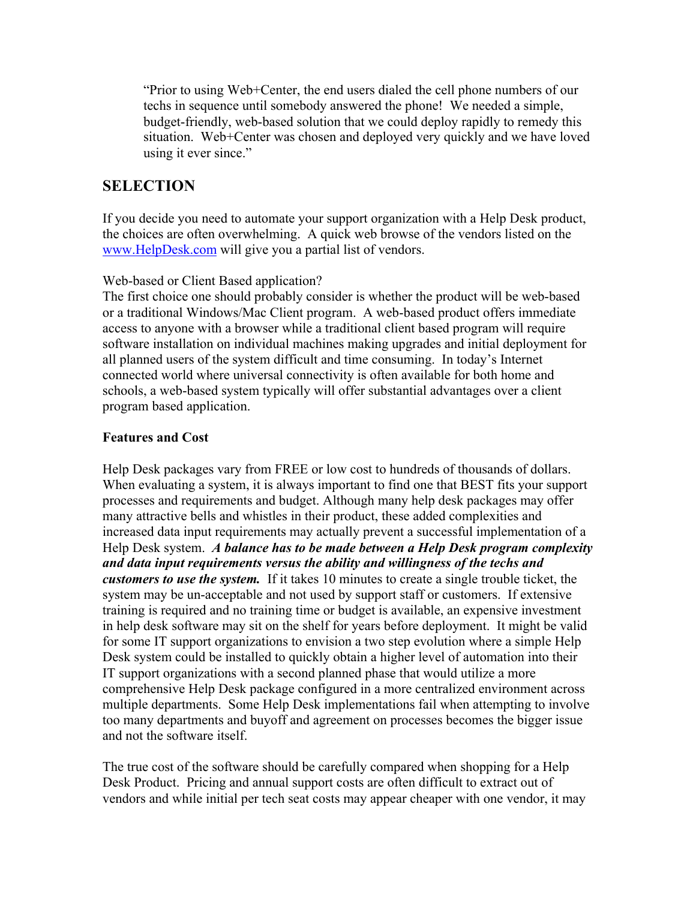> “Prior to using Web+Center, the end users dialed the cell phone numbers of our techs in sequence until somebody answered the phone! We needed a simple, budget-friendly, web-based solution that we could deploy rapidly to remedy this situation. Web+Center was chosen and deployed very quickly and we have loved using it ever since.”

## SELECTION

If you decide you need to automate your support organization with a Help Desk product, the choices are often overwhelming. A quick web browse of the vendors listed on the [www.HelpDesk.com](http://www.HelpDesk.com) will give you a partial list of vendors.

Web-based or Client Based application?
The first choice one should probably consider is whether the product will be web-based or a traditional Windows/Mac Client program. A web-based product offers immediate access to anyone with a browser while a traditional client based program will require software installation on individual machines making upgrades and initial deployment for all planned users of the system difficult and time consuming. In today’s Internet connected world where universal connectivity is often available for both home and schools, a web-based system typically will offer substantial advantages over a client program based application.

**Features and Cost**

Help Desk packages vary from FREE or low cost to hundreds of thousands of dollars. When evaluating a system, it is always important to find one that BEST fits your support processes and requirements and budget. Although many help desk packages may offer many attractive bells and whistles in their product, these added complexities and increased data input requirements may actually prevent a successful implementation of a Help Desk system. ***A balance has to be made between a Help Desk program complexity and data input requirements versus the ability and willingness of the techs and customers to use the system.*** If it takes 10 minutes to create a single trouble ticket, the system may be un-acceptable and not used by support staff or customers. If extensive training is required and no training time or budget is available, an expensive investment in help desk software may sit on the shelf for years before deployment. It might be valid for some IT support organizations to envision a two step evolution where a simple Help Desk system could be installed to quickly obtain a higher level of automation into their IT support organizations with a second planned phase that would utilize a more comprehensive Help Desk package configured in a more centralized environment across multiple departments. Some Help Desk implementations fail when attempting to involve too many departments and buyoff and agreement on processes becomes the bigger issue and not the software itself.

The true cost of the software should be carefully compared when shopping for a Help Desk Product. Pricing and annual support costs are often difficult to extract out of vendors and while initial per tech seat costs may appear cheaper with one vendor, it may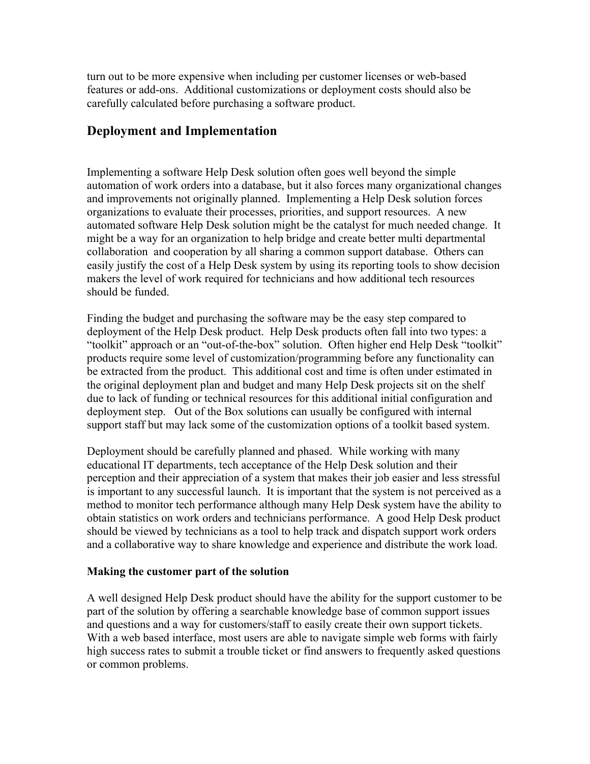turn out to be more expensive when including per customer licenses or web-based features or add-ons. Additional customizations or deployment costs should also be carefully calculated before purchasing a software product.

## Deployment and Implementation

Implementing a software Help Desk solution often goes well beyond the simple automation of work orders into a database, but it also forces many organizational changes and improvements not originally planned. Implementing a Help Desk solution forces organizations to evaluate their processes, priorities, and support resources. A new automated software Help Desk solution might be the catalyst for much needed change. It might be a way for an organization to help bridge and create better multi departmental collaboration and cooperation by all sharing a common support database. Others can easily justify the cost of a Help Desk system by using its reporting tools to show decision makers the level of work required for technicians and how additional tech resources should be funded.

Finding the budget and purchasing the software may be the easy step compared to deployment of the Help Desk product. Help Desk products often fall into two types: a "toolkit" approach or an "out-of-the-box" solution. Often higher end Help Desk "toolkit" products require some level of customization/programming before any functionality can be extracted from the product. This additional cost and time is often under estimated in the original deployment plan and budget and many Help Desk projects sit on the shelf due to lack of funding or technical resources for this additional initial configuration and deployment step. Out of the Box solutions can usually be configured with internal support staff but may lack some of the customization options of a toolkit based system.

Deployment should be carefully planned and phased. While working with many educational IT departments, tech acceptance of the Help Desk solution and their perception and their appreciation of a system that makes their job easier and less stressful is important to any successful launch. It is important that the system is not perceived as a method to monitor tech performance although many Help Desk system have the ability to obtain statistics on work orders and technicians performance. A good Help Desk product should be viewed by technicians as a tool to help track and dispatch support work orders and a collaborative way to share knowledge and experience and distribute the work load.

**Making the customer part of the solution**

A well designed Help Desk product should have the ability for the support customer to be part of the solution by offering a searchable knowledge base of common support issues and questions and a way for customers/staff to easily create their own support tickets. With a web based interface, most users are able to navigate simple web forms with fairly high success rates to submit a trouble ticket or find answers to frequently asked questions or common problems.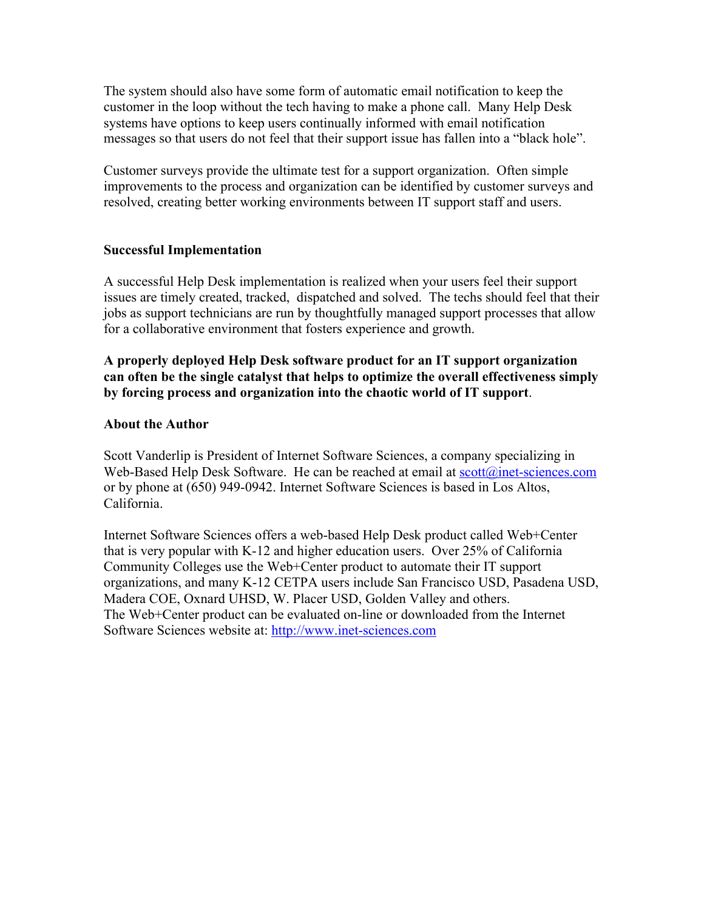The system should also have some form of automatic email notification to keep the customer in the loop without the tech having to make a phone call. Many Help Desk systems have options to keep users continually informed with email notification messages so that users do not feel that their support issue has fallen into a "black hole".

Customer surveys provide the ultimate test for a support organization. Often simple improvements to the process and organization can be identified by customer surveys and resolved, creating better working environments between IT support staff and users.

**Successful Implementation**

A successful Help Desk implementation is realized when your users feel their support issues are timely created, tracked, dispatched and solved. The techs should feel that their jobs as support technicians are run by thoughtfully managed support processes that allow for a collaborative environment that fosters experience and growth.

**A properly deployed Help Desk software product for an IT support organization can often be the single catalyst that helps to optimize the overall effectiveness simply by forcing process and organization into the chaotic world of IT support**.

**About the Author**

Scott Vanderlip is President of Internet Software Sciences, a company specializing in Web-Based Help Desk Software. He can be reached at email at scott@inet-sciences.com or by phone at (650) 949-0942. Internet Software Sciences is based in Los Altos, California.

Internet Software Sciences offers a web-based Help Desk product called Web+Center that is very popular with K-12 and higher education users. Over 25% of California Community Colleges use the Web+Center product to automate their IT support organizations, and many K-12 CETPA users include San Francisco USD, Pasadena USD, Madera COE, Oxnard UHSD, W. Placer USD, Golden Valley and others.
The Web+Center product can be evaluated on-line or downloaded from the Internet Software Sciences website at: http://www.inet-sciences.com